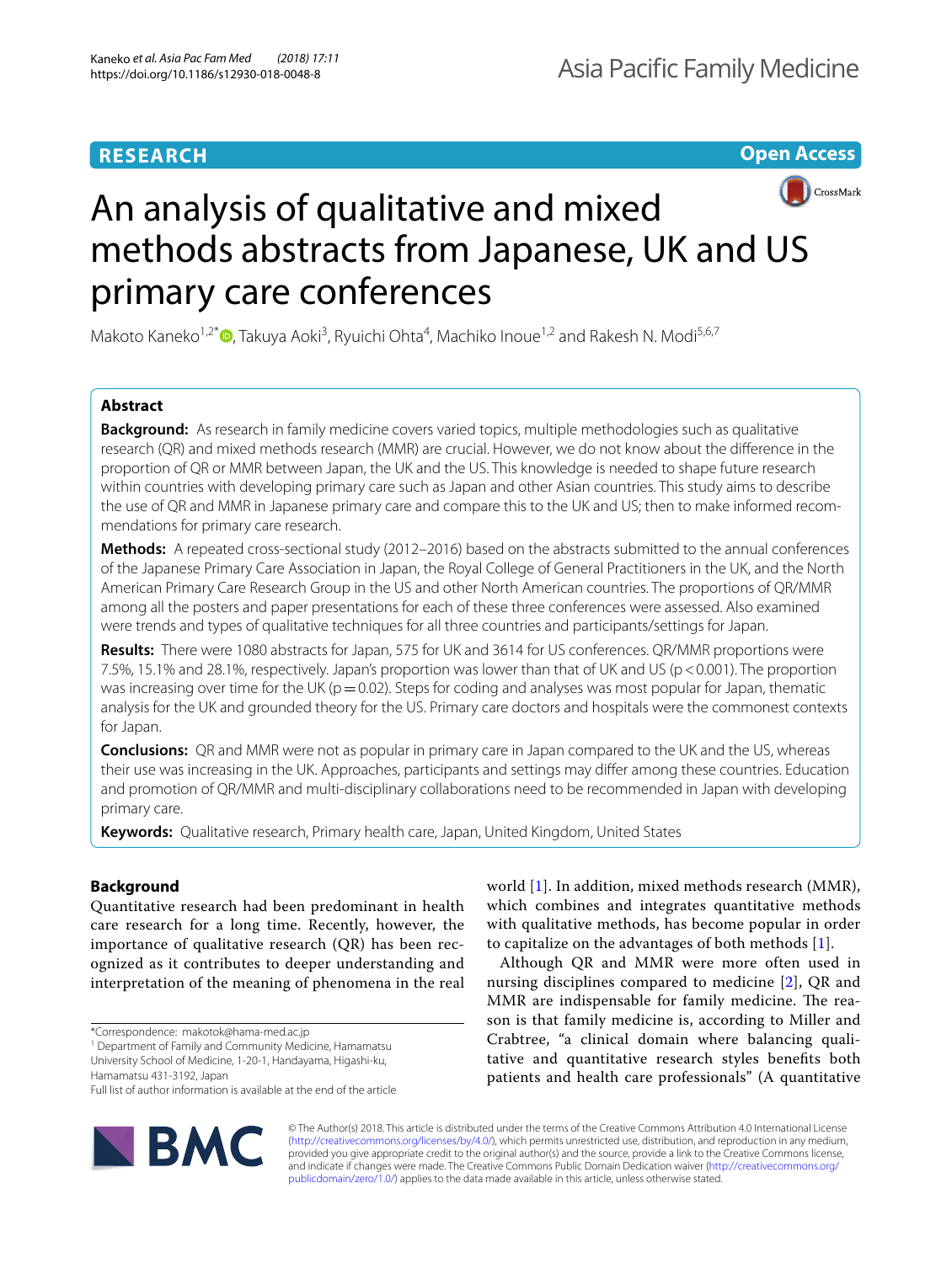RESEARCH

Open Access

# An analysis of qualitative and mixed methods abstracts from Japanese, UK and US primary care conferences

Makoto Kaneko[1,2*], Takuya Aoki[3], Ryuichi Ohta[4], Machiko Inoue[1,2] and Rakesh N. Modi[5,6,7]

## Abstract

**Background:** As research in family medicine covers varied topics, multiple methodologies such as qualitative research (QR) and mixed methods research (MMR) are crucial. However, we do not know about the difference in the proportion of QR or MMR between Japan, the UK and the US. This knowledge is needed to shape future research within countries with developing primary care such as Japan and other Asian countries. This study aims to describe the use of QR and MMR in Japanese primary care and compare this to the UK and US; then to make informed recommendations for primary care research.

**Methods:** A repeated cross-sectional study (2012–2016) based on the abstracts submitted to the annual conferences of the Japanese Primary Care Association in Japan, the Royal College of General Practitioners in the UK, and the North American Primary Care Research Group in the US and other North American countries. The proportions of QR/MMR among all the posters and paper presentations for each of these three conferences were assessed. Also examined were trends and types of qualitative techniques for all three countries and participants/settings for Japan.

**Results:** There were 1080 abstracts for Japan, 575 for UK and 3614 for US conferences. QR/MMR proportions were 7.5%, 15.1% and 28.1%, respectively. Japan's proportion was lower than that of UK and US ($p < 0.001$). The proportion was increasing over time for the UK ($p = 0.02$). Steps for coding and analyses was most popular for Japan, thematic analysis for the UK and grounded theory for the US. Primary care doctors and hospitals were the commonest contexts for Japan.

**Conclusions:** QR and MMR were not as popular in primary care in Japan compared to the UK and the US, whereas their use was increasing in the UK. Approaches, participants and settings may differ among these countries. Education and promotion of QR/MMR and multi-disciplinary collaborations need to be recommended in Japan with developing primary care.

**Keywords:** Qualitative research, Primary health care, Japan, United Kingdom, United States

## Background

Quantitative research had been predominant in health care research for a long time. Recently, however, the importance of qualitative research (QR) has been recognized as it contributes to deeper understanding and interpretation of the meaning of phenomena in the real world [1]. In addition, mixed methods research (MMR), which combines and integrates quantitative methods with qualitative methods, has become popular in order to capitalize on the advantages of both methods [1].

Although QR and MMR were more often used in nursing disciplines compared to medicine [2], QR and MMR are indispensable for family medicine. The reason is that family medicine is, according to Miller and Crabtree, "a clinical domain where balancing qualitative and quantitative research styles benefits both patients and health care professionals" (A quantitative

*Correspondence: makotok@hama-med.ac.jp

[1] Department of Family and Community Medicine, Hamamatsu University School of Medicine, 1-20-1, Handayama, Higashi-ku, Hamamatsu 431-3192, Japan

Full list of author information is available at the end of the article

© The Author(s) 2018. This article is distributed under the terms of the Creative Commons Attribution 4.0 International License (http://creativecommons.org/licenses/by/4.0/), which permits unrestricted use, distribution, and reproduction in any medium, provided you give appropriate credit to the original author(s) and the source, provide a link to the Creative Commons license, and indicate if changes were made. The Creative Commons Public Domain Dedication waiver (http://creativecommons.org/publicdomain/zero/1.0/) applies to the data made available in this article, unless otherwise stated.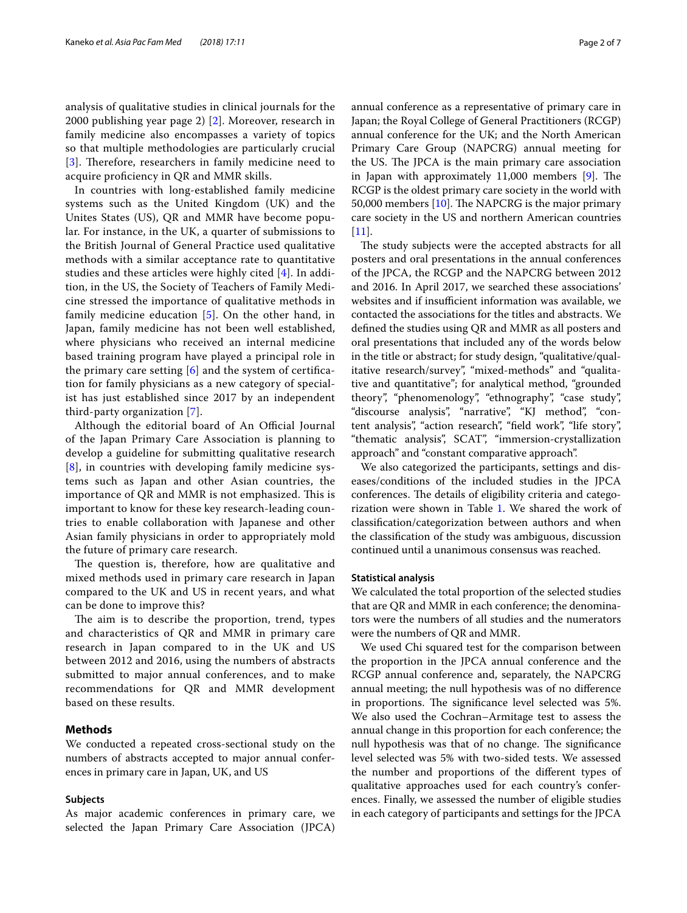analysis of qualitative studies in clinical journals for the 2000 publishing year page 2) [2]. Moreover, research in family medicine also encompasses a variety of topics so that multiple methodologies are particularly crucial [3]. Therefore, researchers in family medicine need to acquire proficiency in QR and MMR skills.

In countries with long-established family medicine systems such as the United Kingdom (UK) and the Unites States (US), QR and MMR have become popular. For instance, in the UK, a quarter of submissions to the British Journal of General Practice used qualitative methods with a similar acceptance rate to quantitative studies and these articles were highly cited [4]. In addition, in the US, the Society of Teachers of Family Medicine stressed the importance of qualitative methods in family medicine education [5]. On the other hand, in Japan, family medicine has not been well established, where physicians who received an internal medicine based training program have played a principal role in the primary care setting [6] and the system of certification for family physicians as a new category of specialist has just established since 2017 by an independent third-party organization [7].

Although the editorial board of An Official Journal of the Japan Primary Care Association is planning to develop a guideline for submitting qualitative research [8], in countries with developing family medicine systems such as Japan and other Asian countries, the importance of QR and MMR is not emphasized. This is important to know for these key research-leading countries to enable collaboration with Japanese and other Asian family physicians in order to appropriately mold the future of primary care research.

The question is, therefore, how are qualitative and mixed methods used in primary care research in Japan compared to the UK and US in recent years, and what can be done to improve this?

The aim is to describe the proportion, trend, types and characteristics of QR and MMR in primary care research in Japan compared to in the UK and US between 2012 and 2016, using the numbers of abstracts submitted to major annual conferences, and to make recommendations for QR and MMR development based on these results.

## Methods

We conducted a repeated cross-sectional study on the numbers of abstracts accepted to major annual conferences in primary care in Japan, UK, and US

### Subjects

As major academic conferences in primary care, we selected the Japan Primary Care Association (JPCA) annual conference as a representative of primary care in Japan; the Royal College of General Practitioners (RCGP) annual conference for the UK; and the North American Primary Care Group (NAPCRG) annual meeting for the US. The JPCA is the main primary care association in Japan with approximately 11,000 members [9]. The RCGP is the oldest primary care society in the world with 50,000 members [10]. The NAPCRG is the major primary care society in the US and northern American countries [11].

The study subjects were the accepted abstracts for all posters and oral presentations in the annual conferences of the JPCA, the RCGP and the NAPCRG between 2012 and 2016. In April 2017, we searched these associations' websites and if insufficient information was available, we contacted the associations for the titles and abstracts. We defined the studies using QR and MMR as all posters and oral presentations that included any of the words below in the title or abstract; for study design, "qualitative/qualitative research/survey", "mixed-methods" and "qualitative and quantitative"; for analytical method, "grounded theory", "phenomenology", "ethnography", "case study", "discourse analysis", "narrative", "KJ method", "content analysis", "action research", "field work", "life story", "thematic analysis", SCAT", "immersion-crystallization approach" and "constant comparative approach".

We also categorized the participants, settings and diseases/conditions of the included studies in the JPCA conferences. The details of eligibility criteria and categorization were shown in Table 1. We shared the work of classification/categorization between authors and when the classification of the study was ambiguous, discussion continued until a unanimous consensus was reached.

### Statistical analysis

We calculated the total proportion of the selected studies that are QR and MMR in each conference; the denominators were the numbers of all studies and the numerators were the numbers of QR and MMR.

We used Chi squared test for the comparison between the proportion in the JPCA annual conference and the RCGP annual conference and, separately, the NAPCRG annual meeting; the null hypothesis was of no difference in proportions. The significance level selected was 5%. We also used the Cochran–Armitage test to assess the annual change in this proportion for each conference; the null hypothesis was that of no change. The significance level selected was 5% with two-sided tests. We assessed the number and proportions of the different types of qualitative approaches used for each country's conferences. Finally, we assessed the number of eligible studies in each category of participants and settings for the JPCA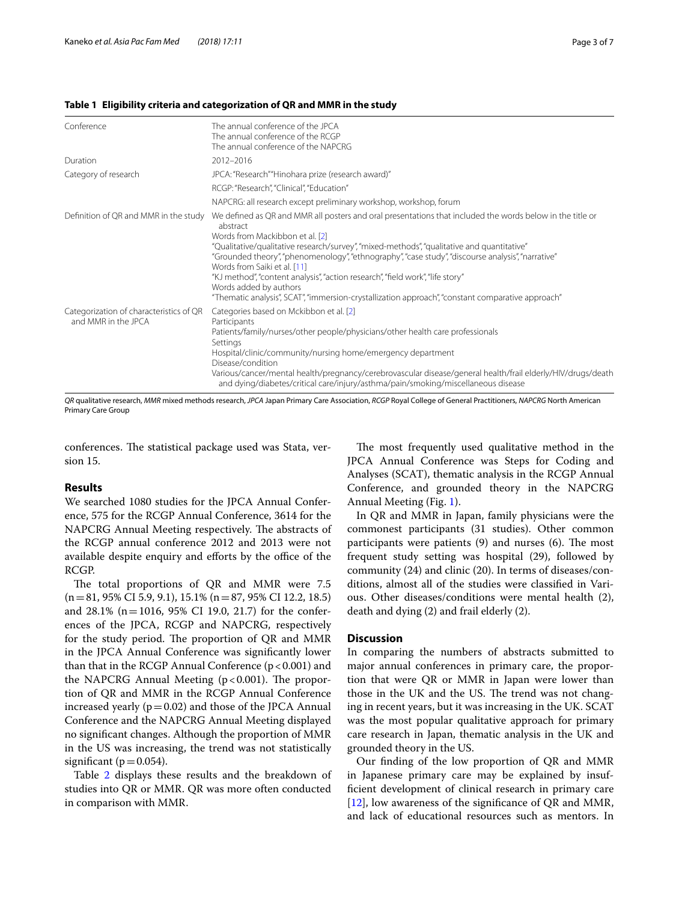**Table 1 Eligibility criteria and categorization of QR and MMR in the study**

| | |
|---|---|
| Conference | The annual conference of the JPCA<br>The annual conference of the RCGP<br>The annual conference of the NAPCRG |
| Duration | 2012–2016 |
| Category of research | JPCA: "Research" "Hinohara prize (research award)" |
| | RCGP: "Research", "Clinical", "Education" |
| | NAPCRG: all research except preliminary workshop, workshop, forum |
| Definition of QR and MMR in the study | We defined as QR and MMR all posters and oral presentations that included the words below in the title or abstract<br>Words from Mackibbon et al. [2]<br>"Qualitative/qualitative research/survey", "mixed-methods", "qualitative and quantitative"<br>"Grounded theory", "phenomenology", "ethnography", "case study", "discourse analysis", "narrative"<br>Words from Saiki et al. [11]<br>"KJ method", "content analysis", "action research", "field work", "life story"<br>Words added by authors<br>"Thematic analysis", SCAT", "immersion-crystallization approach", "constant comparative approach" |
| Categorization of characteristics of QR and MMR in the JPCA | Categories based on Mckibbon et al. [2]<br>Participants<br>Patients/family/nurses/other people/physicians/other health care professionals<br>Settings<br>Hospital/clinic/community/nursing home/emergency department<br>Disease/condition<br>Various/cancer/mental health/pregnancy/cerebrovascular disease/general health/frail elderly/HIV/drugs/death and dying/diabetes/critical care/injury/asthma/pain/smoking/miscellaneous disease |

*QR* qualitative research, *MMR* mixed methods research, *JPCA* Japan Primary Care Association, *RCGP* Royal College of General Practitioners, *NAPCRG* North American Primary Care Group

conferences. The statistical package used was Stata, version 15.

## Results

We searched 1080 studies for the JPCA Annual Conference, 575 for the RCGP Annual Conference, 3614 for the NAPCRG Annual Meeting respectively. The abstracts of the RCGP annual conference 2012 and 2013 were not available despite enquiry and efforts by the office of the RCGP.

The total proportions of QR and MMR were 7.5 (n = 81, 95% CI 5.9, 9.1), 15.1% (n = 87, 95% CI 12.2, 18.5) and 28.1% (n = 1016, 95% CI 19.0, 21.7) for the conferences of the JPCA, RCGP and NAPCRG, respectively for the study period. The proportion of QR and MMR in the JPCA Annual Conference was significantly lower than that in the RCGP Annual Conference ($p < 0.001$) and the NAPCRG Annual Meeting ($p < 0.001$). The proportion of QR and MMR in the RCGP Annual Conference increased yearly ($p = 0.02$) and those of the JPCA Annual Conference and the NAPCRG Annual Meeting displayed no significant changes. Although the proportion of MMR in the US was increasing, the trend was not statistically significant ($p = 0.054$).

Table 2 displays these results and the breakdown of studies into QR or MMR. QR was more often conducted in comparison with MMR.

The most frequently used qualitative method in the JPCA Annual Conference was Steps for Coding and Analyses (SCAT), thematic analysis in the RCGP Annual Conference, and grounded theory in the NAPCRG Annual Meeting (Fig. 1).

In QR and MMR in Japan, family physicians were the commonest participants (31 studies). Other common participants were patients (9) and nurses (6). The most frequent study setting was hospital (29), followed by community (24) and clinic (20). In terms of diseases/conditions, almost all of the studies were classified in Various. Other diseases/conditions were mental health (2), death and dying (2) and frail elderly (2).

## Discussion

In comparing the numbers of abstracts submitted to major annual conferences in primary care, the proportion that were QR or MMR in Japan were lower than those in the UK and the US. The trend was not changing in recent years, but it was increasing in the UK. SCAT was the most popular qualitative approach for primary care research in Japan, thematic analysis in the UK and grounded theory in the US.

Our finding of the low proportion of QR and MMR in Japanese primary care may be explained by insufficient development of clinical research in primary care [12], low awareness of the significance of QR and MMR, and lack of educational resources such as mentors. In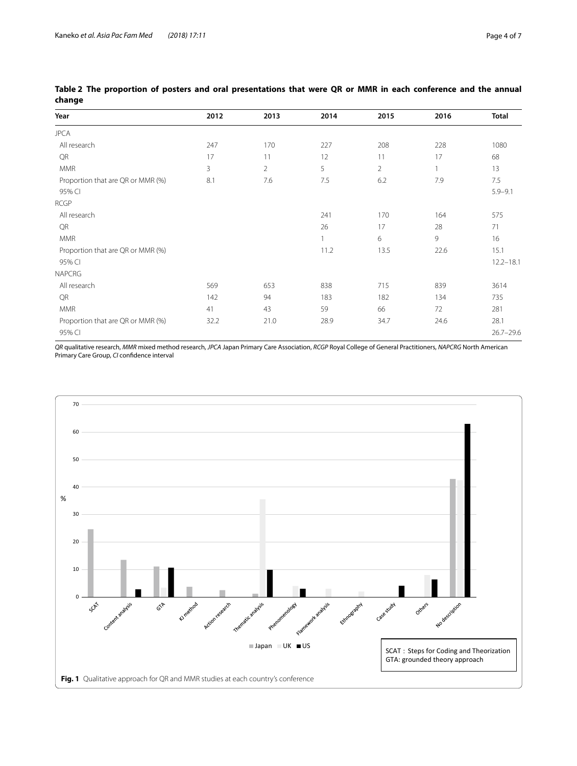**Table 2 The proportion of posters and oral presentations that were QR or MMR in each conference and the annual change**

| Year | 2012 | 2013 | 2014 | 2015 | 2016 | Total |
|---|---|---|---|---|---|---|
| JPCA | | | | | | |
| All research | 247 | 170 | 227 | 208 | 228 | 1080 |
| QR | 17 | 11 | 12 | 11 | 17 | 68 |
| MMR | 3 | 2 | 5 | 2 | 1 | 13 |
| Proportion that are QR or MMR (%) | 8.1 | 7.6 | 7.5 | 6.2 | 7.9 | 7.5 |
| 95% CI | | | | | | 5.9–9.1 |
| RCGP | | | | | | |
| All research | | | 241 | 170 | 164 | 575 |
| QR | | | 26 | 17 | 28 | 71 |
| MMR | | | 1 | 6 | 9 | 16 |
| Proportion that are QR or MMR (%) | | | 11.2 | 13.5 | 22.6 | 15.1 |
| 95% CI | | | | | | 12.2–18.1 |
| NAPCRG | | | | | | |
| All research | 569 | 653 | 838 | 715 | 839 | 3614 |
| QR | 142 | 94 | 183 | 182 | 134 | 735 |
| MMR | 41 | 43 | 59 | 66 | 72 | 281 |
| Proportion that are QR or MMR (%) | 32.2 | 21.0 | 28.9 | 34.7 | 24.6 | 28.1 |
| 95% CI | | | | | | 26.7–29.6 |

*QR* qualitative research, *MMR* mixed method research, *JPCA* Japan Primary Care Association, *RCGP* Royal College of General Practitioners, *NAPCRG* North American Primary Care Group, *CI* confidence interval

SCAT: Steps for Coding and Theorization
GTA: grounded theory approach

**Fig. 1** Qualitative approach for QR and MMR studies at each country's conference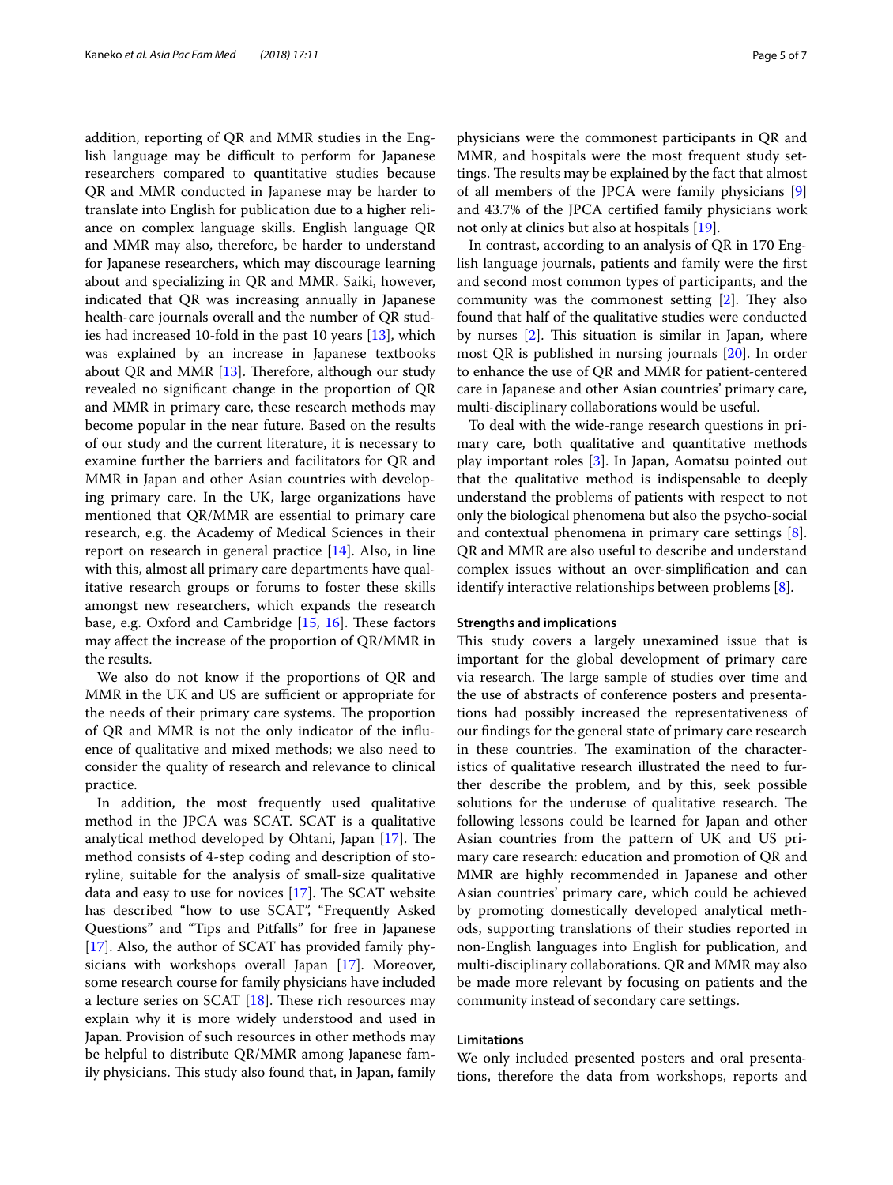addition, reporting of QR and MMR studies in the English language may be difficult to perform for Japanese researchers compared to quantitative studies because QR and MMR conducted in Japanese may be harder to translate into English for publication due to a higher reliance on complex language skills. English language QR and MMR may also, therefore, be harder to understand for Japanese researchers, which may discourage learning about and specializing in QR and MMR. Saiki, however, indicated that QR was increasing annually in Japanese health-care journals overall and the number of QR studies had increased 10-fold in the past 10 years [13], which was explained by an increase in Japanese textbooks about QR and MMR [13]. Therefore, although our study revealed no significant change in the proportion of QR and MMR in primary care, these research methods may become popular in the near future. Based on the results of our study and the current literature, it is necessary to examine further the barriers and facilitators for QR and MMR in Japan and other Asian countries with developing primary care. In the UK, large organizations have mentioned that QR/MMR are essential to primary care research, e.g. the Academy of Medical Sciences in their report on research in general practice [14]. Also, in line with this, almost all primary care departments have qualitative research groups or forums to foster these skills amongst new researchers, which expands the research base, e.g. Oxford and Cambridge [15, 16]. These factors may affect the increase of the proportion of QR/MMR in the results.

We also do not know if the proportions of QR and MMR in the UK and US are sufficient or appropriate for the needs of their primary care systems. The proportion of QR and MMR is not the only indicator of the influence of qualitative and mixed methods; we also need to consider the quality of research and relevance to clinical practice.

In addition, the most frequently used qualitative method in the JPCA was SCAT. SCAT is a qualitative analytical method developed by Ohtani, Japan [17]. The method consists of 4-step coding and description of storyline, suitable for the analysis of small-size qualitative data and easy to use for novices [17]. The SCAT website has described "how to use SCAT", "Frequently Asked Questions" and "Tips and Pitfalls" for free in Japanese [17]. Also, the author of SCAT has provided family physicians with workshops overall Japan [17]. Moreover, some research course for family physicians have included a lecture series on SCAT [18]. These rich resources may explain why it is more widely understood and used in Japan. Provision of such resources in other methods may be helpful to distribute QR/MMR among Japanese family physicians. This study also found that, in Japan, family physicians were the commonest participants in QR and MMR, and hospitals were the most frequent study settings. The results may be explained by the fact that almost of all members of the JPCA were family physicians [9] and 43.7% of the JPCA certified family physicians work not only at clinics but also at hospitals [19].

In contrast, according to an analysis of QR in 170 English language journals, patients and family were the first and second most common types of participants, and the community was the commonest setting [2]. They also found that half of the qualitative studies were conducted by nurses [2]. This situation is similar in Japan, where most QR is published in nursing journals [20]. In order to enhance the use of QR and MMR for patient-centered care in Japanese and other Asian countries' primary care, multi-disciplinary collaborations would be useful.

To deal with the wide-range research questions in primary care, both qualitative and quantitative methods play important roles [3]. In Japan, Aomatsu pointed out that the qualitative method is indispensable to deeply understand the problems of patients with respect to not only the biological phenomena but also the psycho-social and contextual phenomena in primary care settings [8]. QR and MMR are also useful to describe and understand complex issues without an over-simplification and can identify interactive relationships between problems [8].

#### Strengths and implications

This study covers a largely unexamined issue that is important for the global development of primary care via research. The large sample of studies over time and the use of abstracts of conference posters and presentations had possibly increased the representativeness of our findings for the general state of primary care research in these countries. The examination of the characteristics of qualitative research illustrated the need to further describe the problem, and by this, seek possible solutions for the underuse of qualitative research. The following lessons could be learned for Japan and other Asian countries from the pattern of UK and US primary care research: education and promotion of QR and MMR are highly recommended in Japanese and other Asian countries' primary care, which could be achieved by promoting domestically developed analytical methods, supporting translations of their studies reported in non-English languages into English for publication, and multi-disciplinary collaborations. QR and MMR may also be made more relevant by focusing on patients and the community instead of secondary care settings.

#### Limitations

We only included presented posters and oral presentations, therefore the data from workshops, reports and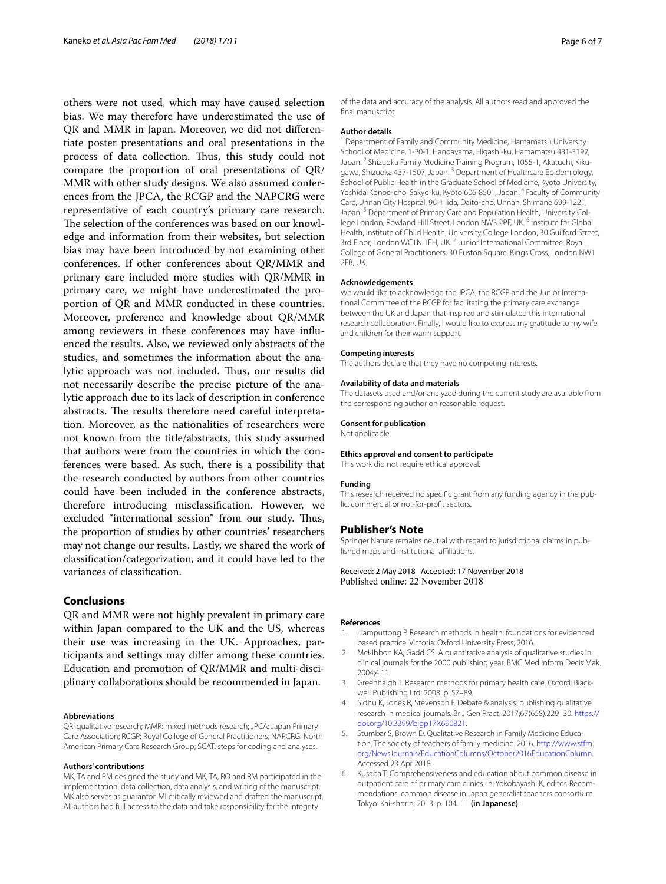others were not used, which may have caused selection bias. We may therefore have underestimated the use of QR and MMR in Japan. Moreover, we did not differentiate poster presentations and oral presentations in the process of data collection. Thus, this study could not compare the proportion of oral presentations of QR/MMR with other study designs. We also assumed conferences from the JPCA, the RCGP and the NAPCRG were representative of each country's primary care research. The selection of the conferences was based on our knowledge and information from their websites, but selection bias may have been introduced by not examining other conferences. If other conferences about QR/MMR and primary care included more studies with QR/MMR in primary care, we might have underestimated the proportion of QR and MMR conducted in these countries. Moreover, preference and knowledge about QR/MMR among reviewers in these conferences may have influenced the results. Also, we reviewed only abstracts of the studies, and sometimes the information about the analytic approach was not included. Thus, our results did not necessarily describe the precise picture of the analytic approach due to its lack of description in conference abstracts. The results therefore need careful interpretation. Moreover, as the nationalities of researchers were not known from the title/abstracts, this study assumed that authors were from the countries in which the conferences were based. As such, there is a possibility that the research conducted by authors from other countries could have been included in the conference abstracts, therefore introducing misclassification. However, we excluded "international session" from our study. Thus, the proportion of studies by other countries' researchers may not change our results. Lastly, we shared the work of classification/categorization, and it could have led to the variances of classification.

## Conclusions

QR and MMR were not highly prevalent in primary care within Japan compared to the UK and the US, whereas their use was increasing in the UK. Approaches, participants and settings may differ among these countries. Education and promotion of QR/MMR and multi-disciplinary collaborations should be recommended in Japan.

#### Abbreviations

QR: qualitative research; MMR: mixed methods research; JPCA: Japan Primary Care Association; RCGP: Royal College of General Practitioners; NAPCRG: North American Primary Care Research Group; SCAT: steps for coding and analyses.

#### Authors' contributions

MK, TA and RM designed the study and MK, TA, RO and RM participated in the implementation, data collection, data analysis, and writing of the manuscript. MK also serves as guarantor. MI critically reviewed and drafted the manuscript. All authors had full access to the data and take responsibility for the integrity of the data and accuracy of the analysis. All authors read and approved the final manuscript.

#### Author details

[1] Department of Family and Community Medicine, Hamamatsu University School of Medicine, 1-20-1, Handayama, Higashi-ku, Hamamatsu 431-3192, Japan. [2] Shizuoka Family Medicine Training Program, 1055-1, Akatuchi, Kikugawa, Shizuoka 437-1507, Japan. [3] Department of Healthcare Epidemiology, School of Public Health in the Graduate School of Medicine, Kyoto University, Yoshida-Konoe-cho, Sakyo-ku, Kyoto 606-8501, Japan. [4] Faculty of Community Care, Unnan City Hospital, 96-1 Iida, Daito-cho, Unnan, Shimane 699-1221, Japan. [5] Department of Primary Care and Population Health, University College London, Rowland Hill Street, London NW3 2PF, UK. [6] Institute for Global Health, Institute of Child Health, University College London, 30 Guilford Street, 3rd Floor, London WC1N 1EH, UK. [7] Junior International Committee, Royal College of General Practitioners, 30 Euston Square, Kings Cross, London NW1 2FB, UK.

#### Acknowledgements

We would like to acknowledge the JPCA, the RCGP and the Junior International Committee of the RCGP for facilitating the primary care exchange between the UK and Japan that inspired and stimulated this international research collaboration. Finally, I would like to express my gratitude to my wife and children for their warm support.

#### Competing interests

The authors declare that they have no competing interests.

#### Availability of data and materials

The datasets used and/or analyzed during the current study are available from the corresponding author on reasonable request.

#### Consent for publication

Not applicable.

#### Ethics approval and consent to participate

This work did not require ethical approval.

#### Funding

This research received no specific grant from any funding agency in the public, commercial or not-for-profit sectors.

### Publisher's Note

Springer Nature remains neutral with regard to jurisdictional claims in published maps and institutional affiliations.

Received: 2 May 2018 Accepted: 17 November 2018
Published online: 22 November 2018

#### References

1. Liamputtong P. Research methods in health: foundations for evidenced based practice. Victoria: Oxford University Press; 2016.
2. McKibbon KA, Gadd CS. A quantitative analysis of qualitative studies in clinical journals for the 2000 publishing year. BMC Med Inform Decis Mak. 2004;4:11.
3. Greenhalgh T. Research methods for primary health care. Oxford: Blackwell Publishing Ltd; 2008. p. 57–89.
4. Sidhu K, Jones R, Stevenson F. Debate & analysis: publishing qualitative research in medical journals. Br J Gen Pract. 2017;67(658):229–30. https://doi.org/10.3399/bjgp17X690821.
5. Stumbar S, Brown D. Qualitative Research in Family Medicine Education. The society of teachers of family medicine. 2016. http://www.stfm.org/NewsJournals/EducationColumns/October2016EducationColumn. Accessed 23 Apr 2018.
6. Kusaba T. Comprehensiveness and education about common disease in outpatient care of primary care clinics. In: Yokobayashi K, editor. Recommendations: common disease in Japan generalist teachers consortium. Tokyo: Kai-shorin; 2013. p. 104–11 **(in Japanese)**.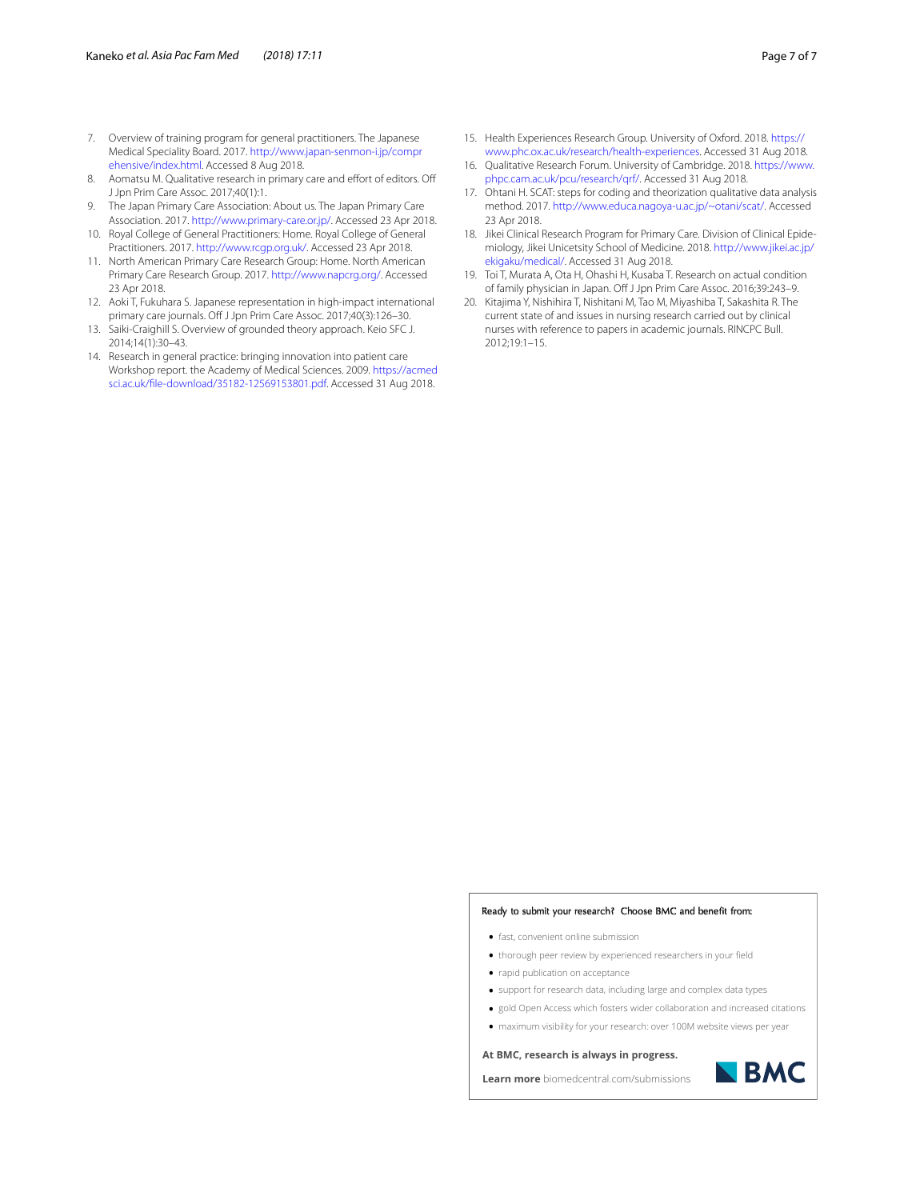7. Overview of training program for general practitioners. The Japanese Medical Speciality Board. 2017. http://www.japan-senmon-i.jp/comprehensive/index.html. Accessed 8 Aug 2018.
8. Aomatsu M. Qualitative research in primary care and effort of editors. Off J Jpn Prim Care Assoc. 2017;40(1):1.
9. The Japan Primary Care Association: About us. The Japan Primary Care Association. 2017. http://www.primary-care.or.jp/. Accessed 23 Apr 2018.
10. Royal College of General Practitioners: Home. Royal College of General Practitioners. 2017. http://www.rcgp.org.uk/. Accessed 23 Apr 2018.
11. North American Primary Care Research Group: Home. North American Primary Care Research Group. 2017. http://www.napcrg.org/. Accessed 23 Apr 2018.
12. Aoki T, Fukuhara S. Japanese representation in high-impact international primary care journals. Off J Jpn Prim Care Assoc. 2017;40(3):126–30.
13. Saiki-Craighill S. Overview of grounded theory approach. Keio SFC J. 2014;14(1):30–43.
14. Research in general practice: bringing innovation into patient care Workshop report. the Academy of Medical Sciences. 2009. https://acmedsci.ac.uk/file-download/35182-12569153801.pdf. Accessed 31 Aug 2018.
15. Health Experiences Research Group. University of Oxford. 2018. https://www.phc.ox.ac.uk/research/health-experiences. Accessed 31 Aug 2018.
16. Qualitative Research Forum. University of Cambridge. 2018. https://www.phpc.cam.ac.uk/pcu/research/qrf/. Accessed 31 Aug 2018.
17. Ohtani H. SCAT: steps for coding and theorization qualitative data analysis method. 2017. http://www.educa.nagoya-u.ac.jp/~otani/scat/. Accessed 23 Apr 2018.
18. Jikei Clinical Research Program for Primary Care. Division of Clinical Epidemiology, Jikei Unicetsity School of Medicine. 2018. http://www.jikei.ac.jp/ekigaku/medical/. Accessed 31 Aug 2018.
19. Toi T, Murata A, Ota H, Ohashi H, Kusaba T. Research on actual condition of family physician in Japan. Off J Jpn Prim Care Assoc. 2016;39:243–9.
20. Kitajima Y, Nishihira T, Nishitani M, Tao M, Miyashiba T, Sakashita R. The current state of and issues in nursing research carried out by clinical nurses with reference to papers in academic journals. RINCPC Bull. 2012;19:1–15.